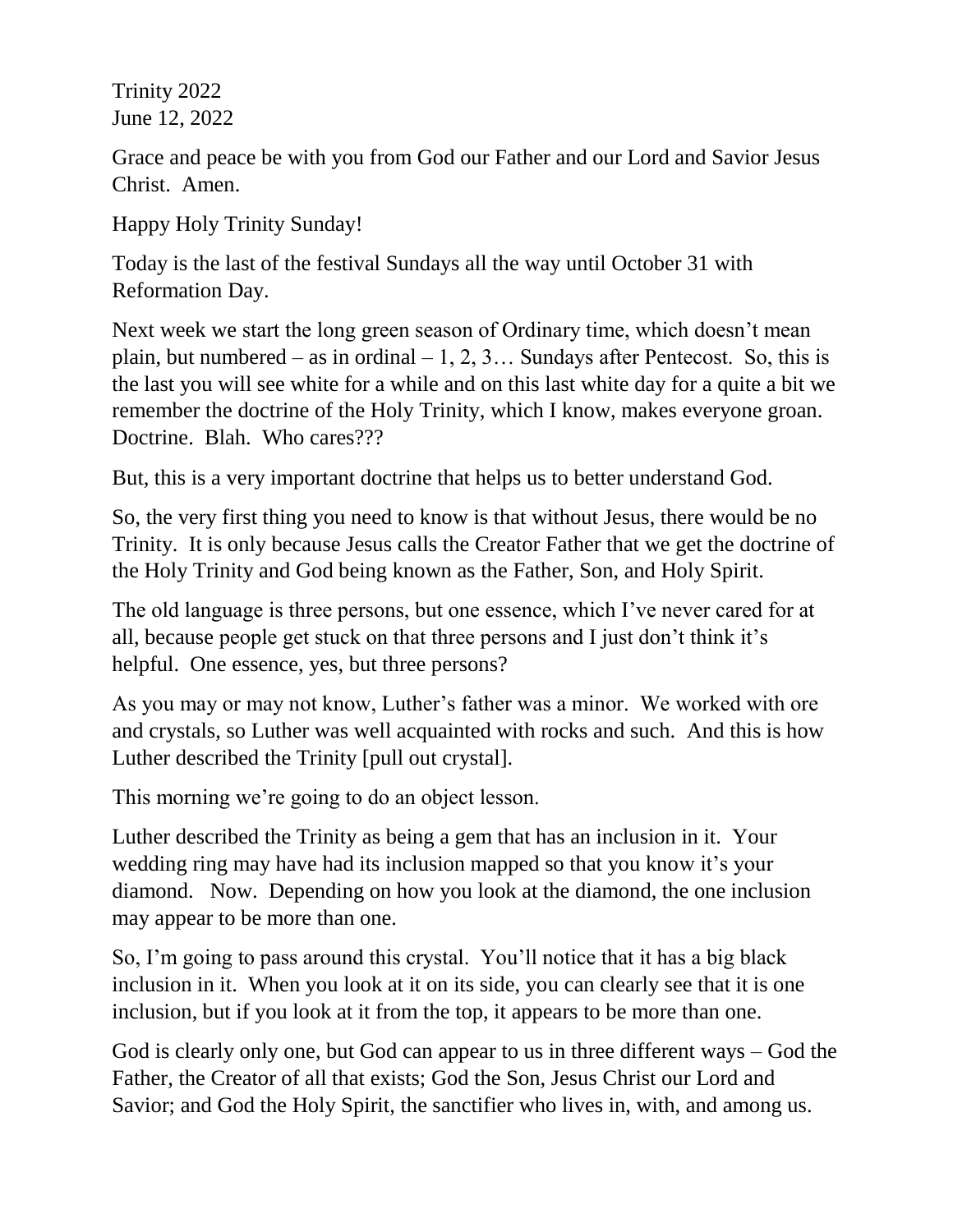Trinity 2022
June 12, 2022

Grace and peace be with you from God our Father and our Lord and Savior Jesus Christ. Amen.

Happy Holy Trinity Sunday!

Today is the last of the festival Sundays all the way until October 31 with Reformation Day.

Next week we start the long green season of Ordinary time, which doesn't mean plain, but numbered – as in ordinal – 1, 2, 3… Sundays after Pentecost. So, this is the last you will see white for a while and on this last white day for a quite a bit we remember the doctrine of the Holy Trinity, which I know, makes everyone groan. Doctrine. Blah. Who cares???

But, this is a very important doctrine that helps us to better understand God.

So, the very first thing you need to know is that without Jesus, there would be no Trinity. It is only because Jesus calls the Creator Father that we get the doctrine of the Holy Trinity and God being known as the Father, Son, and Holy Spirit.

The old language is three persons, but one essence, which I've never cared for at all, because people get stuck on that three persons and I just don't think it's helpful. One essence, yes, but three persons?

As you may or may not know, Luther's father was a minor. We worked with ore and crystals, so Luther was well acquainted with rocks and such. And this is how Luther described the Trinity [pull out crystal].

This morning we're going to do an object lesson.

Luther described the Trinity as being a gem that has an inclusion in it. Your wedding ring may have had its inclusion mapped so that you know it's your diamond. Now. Depending on how you look at the diamond, the one inclusion may appear to be more than one.

So, I'm going to pass around this crystal. You'll notice that it has a big black inclusion in it. When you look at it on its side, you can clearly see that it is one inclusion, but if you look at it from the top, it appears to be more than one.

God is clearly only one, but God can appear to us in three different ways – God the Father, the Creator of all that exists; God the Son, Jesus Christ our Lord and Savior; and God the Holy Spirit, the sanctifier who lives in, with, and among us.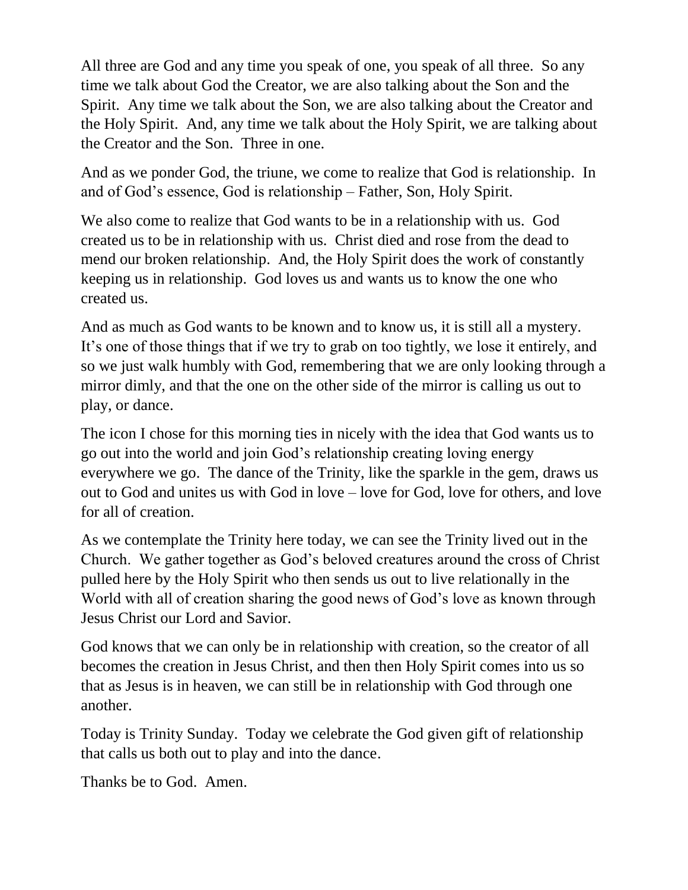All three are God and any time you speak of one, you speak of all three. So any time we talk about God the Creator, we are also talking about the Son and the Spirit. Any time we talk about the Son, we are also talking about the Creator and the Holy Spirit. And, any time we talk about the Holy Spirit, we are talking about the Creator and the Son. Three in one.

And as we ponder God, the triune, we come to realize that God is relationship. In and of God's essence, God is relationship – Father, Son, Holy Spirit.

We also come to realize that God wants to be in a relationship with us. God created us to be in relationship with us. Christ died and rose from the dead to mend our broken relationship. And, the Holy Spirit does the work of constantly keeping us in relationship. God loves us and wants us to know the one who created us.

And as much as God wants to be known and to know us, it is still all a mystery. It's one of those things that if we try to grab on too tightly, we lose it entirely, and so we just walk humbly with God, remembering that we are only looking through a mirror dimly, and that the one on the other side of the mirror is calling us out to play, or dance.

The icon I chose for this morning ties in nicely with the idea that God wants us to go out into the world and join God's relationship creating loving energy everywhere we go. The dance of the Trinity, like the sparkle in the gem, draws us out to God and unites us with God in love – love for God, love for others, and love for all of creation.

As we contemplate the Trinity here today, we can see the Trinity lived out in the Church. We gather together as God's beloved creatures around the cross of Christ pulled here by the Holy Spirit who then sends us out to live relationally in the World with all of creation sharing the good news of God's love as known through Jesus Christ our Lord and Savior.

God knows that we can only be in relationship with creation, so the creator of all becomes the creation in Jesus Christ, and then then Holy Spirit comes into us so that as Jesus is in heaven, we can still be in relationship with God through one another.

Today is Trinity Sunday. Today we celebrate the God given gift of relationship that calls us both out to play and into the dance.

Thanks be to God. Amen.